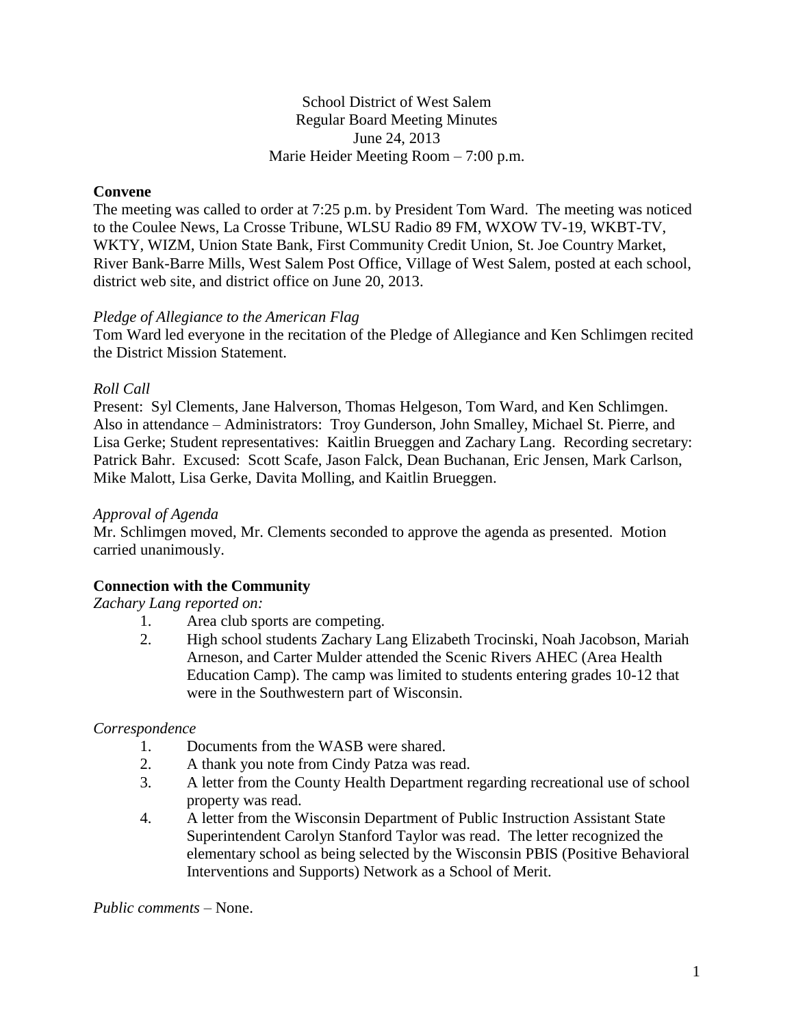School District of West Salem
Regular Board Meeting Minutes
June 24, 2013
Marie Heider Meeting Room – 7:00 p.m.

**Convene**

The meeting was called to order at 7:25 p.m. by President Tom Ward. The meeting was noticed to the Coulee News, La Crosse Tribune, WLSU Radio 89 FM, WXOW TV-19, WKBT-TV, WKTY, WIZM, Union State Bank, First Community Credit Union, St. Joe Country Market, River Bank-Barre Mills, West Salem Post Office, Village of West Salem, posted at each school, district web site, and district office on June 20, 2013.

*Pledge of Allegiance to the American Flag*

Tom Ward led everyone in the recitation of the Pledge of Allegiance and Ken Schlimgen recited the District Mission Statement.

*Roll Call*

Present: Syl Clements, Jane Halverson, Thomas Helgeson, Tom Ward, and Ken Schlimgen. Also in attendance – Administrators: Troy Gunderson, John Smalley, Michael St. Pierre, and Lisa Gerke; Student representatives: Kaitlin Brueggen and Zachary Lang. Recording secretary: Patrick Bahr. Excused: Scott Scafe, Jason Falck, Dean Buchanan, Eric Jensen, Mark Carlson, Mike Malott, Lisa Gerke, Davita Molling, and Kaitlin Brueggen.

*Approval of Agenda*

Mr. Schlimgen moved, Mr. Clements seconded to approve the agenda as presented. Motion carried unanimously.

**Connection with the Community**

*Zachary Lang reported on:*

1. Area club sports are competing.
2. High school students Zachary Lang Elizabeth Trocinski, Noah Jacobson, Mariah Arneson, and Carter Mulder attended the Scenic Rivers AHEC (Area Health Education Camp). The camp was limited to students entering grades 10-12 that were in the Southwestern part of Wisconsin.

*Correspondence*

1. Documents from the WASB were shared.
2. A thank you note from Cindy Patza was read.
3. A letter from the County Health Department regarding recreational use of school property was read.
4. A letter from the Wisconsin Department of Public Instruction Assistant State Superintendent Carolyn Stanford Taylor was read. The letter recognized the elementary school as being selected by the Wisconsin PBIS (Positive Behavioral Interventions and Supports) Network as a School of Merit.

*Public comments* – None.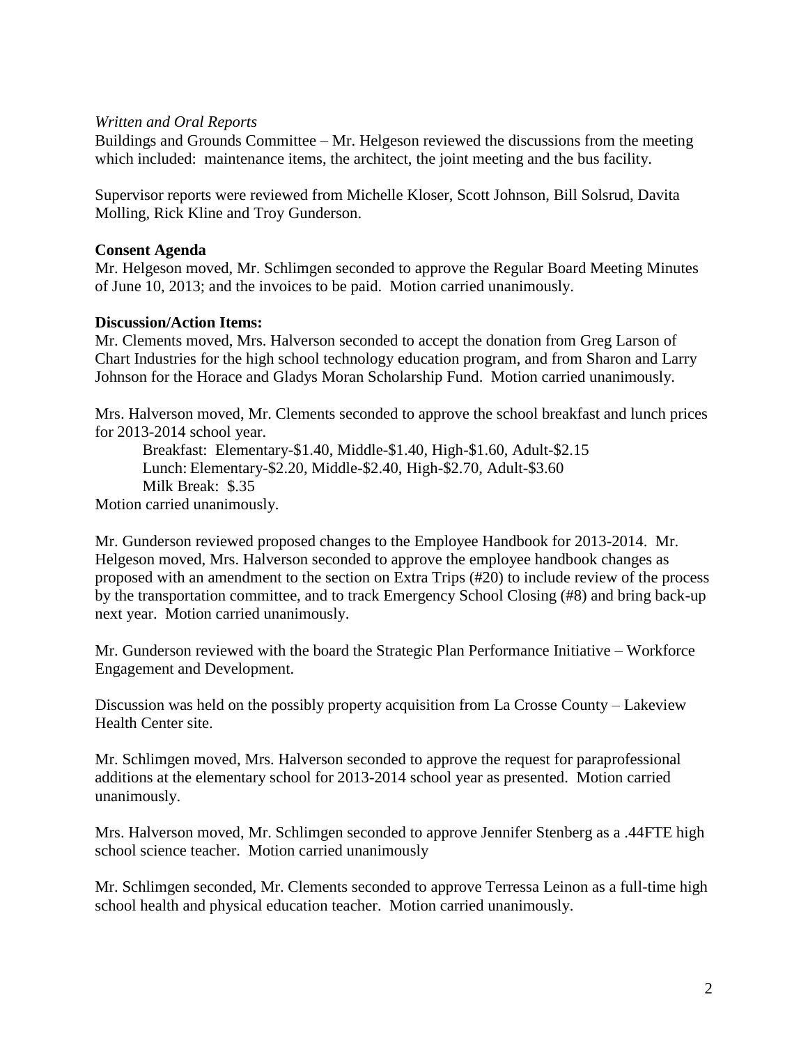*Written and Oral Reports*

Buildings and Grounds Committee – Mr. Helgeson reviewed the discussions from the meeting which included: maintenance items, the architect, the joint meeting and the bus facility.

Supervisor reports were reviewed from Michelle Kloser, Scott Johnson, Bill Solsrud, Davita Molling, Rick Kline and Troy Gunderson.

**Consent Agenda**

Mr. Helgeson moved, Mr. Schlimgen seconded to approve the Regular Board Meeting Minutes of June 10, 2013; and the invoices to be paid. Motion carried unanimously.

**Discussion/Action Items:**

Mr. Clements moved, Mrs. Halverson seconded to accept the donation from Greg Larson of Chart Industries for the high school technology education program, and from Sharon and Larry Johnson for the Horace and Gladys Moran Scholarship Fund. Motion carried unanimously.

Mrs. Halverson moved, Mr. Clements seconded to approve the school breakfast and lunch prices for 2013-2014 school year.

Breakfast: Elementary-$1.40, Middle-$1.40, High-$1.60, Adult-$2.15
Lunch: Elementary-$2.20, Middle-$2.40, High-$2.70, Adult-$3.60
Milk Break: $.35

Motion carried unanimously.

Mr. Gunderson reviewed proposed changes to the Employee Handbook for 2013-2014. Mr. Helgeson moved, Mrs. Halverson seconded to approve the employee handbook changes as proposed with an amendment to the section on Extra Trips (#20) to include review of the process by the transportation committee, and to track Emergency School Closing (#8) and bring back-up next year. Motion carried unanimously.

Mr. Gunderson reviewed with the board the Strategic Plan Performance Initiative – Workforce Engagement and Development.

Discussion was held on the possibly property acquisition from La Crosse County – Lakeview Health Center site.

Mr. Schlimgen moved, Mrs. Halverson seconded to approve the request for paraprofessional additions at the elementary school for 2013-2014 school year as presented. Motion carried unanimously.

Mrs. Halverson moved, Mr. Schlimgen seconded to approve Jennifer Stenberg as a .44FTE high school science teacher. Motion carried unanimously

Mr. Schlimgen seconded, Mr. Clements seconded to approve Terressa Leinon as a full-time high school health and physical education teacher. Motion carried unanimously.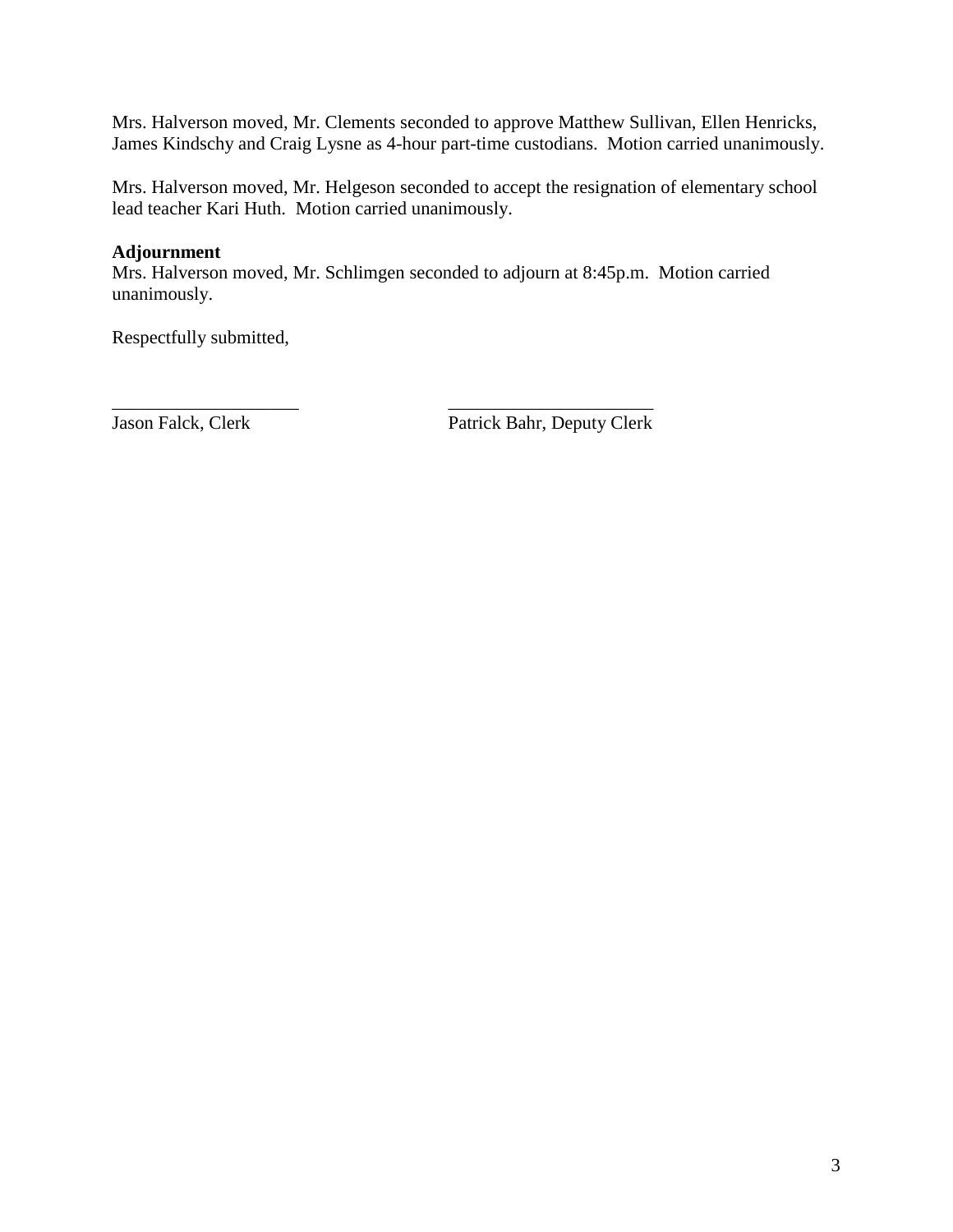Mrs. Halverson moved, Mr. Clements seconded to approve Matthew Sullivan, Ellen Henricks, James Kindschy and Craig Lysne as 4-hour part-time custodians. Motion carried unanimously.

Mrs. Halverson moved, Mr. Helgeson seconded to accept the resignation of elementary school lead teacher Kari Huth. Motion carried unanimously.

**Adjournment**

Mrs. Halverson moved, Mr. Schlimgen seconded to adjourn at 8:45p.m. Motion carried unanimously.

Respectfully submitted,

\_\_\_\_\_\_\_\_\_\_\_\_\_\_\_\_\_\_\_\_ \_\_\_\_\_\_\_\_\_\_\_\_\_\_\_\_\_\_\_\_\_\_

Jason Falck, Clerk Patrick Bahr, Deputy Clerk